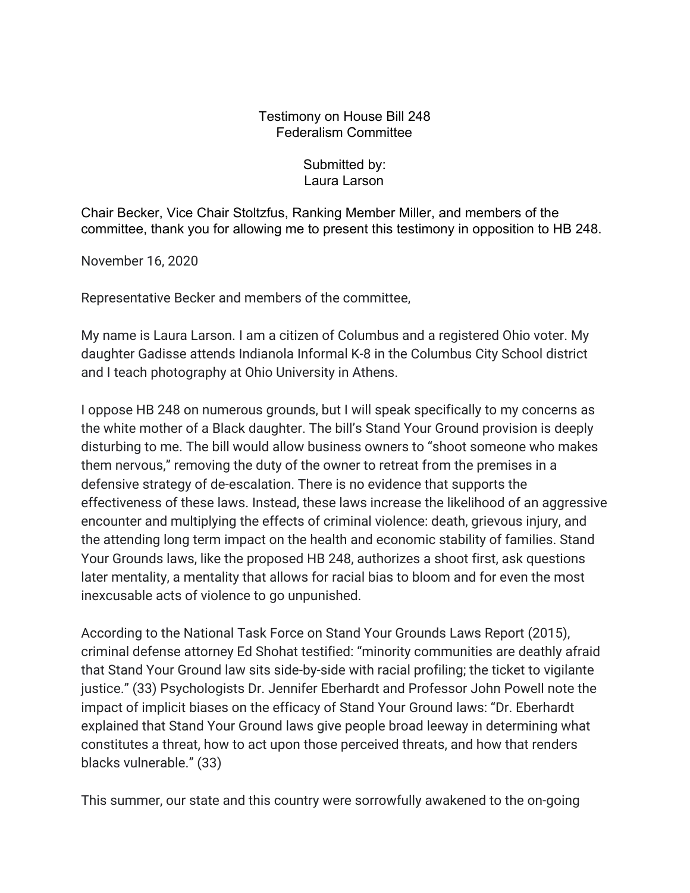Testimony on House Bill 248
Federalism Committee

Submitted by:
Laura Larson

Chair Becker, Vice Chair Stoltzfus, Ranking Member Miller, and members of the committee, thank you for allowing me to present this testimony in opposition to HB 248.

November 16, 2020

Representative Becker and members of the committee,

My name is Laura Larson. I am a citizen of Columbus and a registered Ohio voter. My daughter Gadisse attends Indianola Informal K-8 in the Columbus City School district and I teach photography at Ohio University in Athens.

I oppose HB 248 on numerous grounds, but I will speak specifically to my concerns as the white mother of a Black daughter. The bill's Stand Your Ground provision is deeply disturbing to me. The bill would allow business owners to "shoot someone who makes them nervous," removing the duty of the owner to retreat from the premises in a defensive strategy of de-escalation. There is no evidence that supports the effectiveness of these laws. Instead, these laws increase the likelihood of an aggressive encounter and multiplying the effects of criminal violence: death, grievous injury, and the attending long term impact on the health and economic stability of families. Stand Your Grounds laws, like the proposed HB 248, authorizes a shoot first, ask questions later mentality, a mentality that allows for racial bias to bloom and for even the most inexcusable acts of violence to go unpunished.

According to the National Task Force on Stand Your Grounds Laws Report (2015), criminal defense attorney Ed Shohat testified: "minority communities are deathly afraid that Stand Your Ground law sits side-by-side with racial profiling; the ticket to vigilante justice." (33) Psychologists Dr. Jennifer Eberhardt and Professor John Powell note the impact of implicit biases on the efficacy of Stand Your Ground laws: "Dr. Eberhardt explained that Stand Your Ground laws give people broad leeway in determining what constitutes a threat, how to act upon those perceived threats, and how that renders blacks vulnerable." (33)

This summer, our state and this country were sorrowfully awakened to the on-going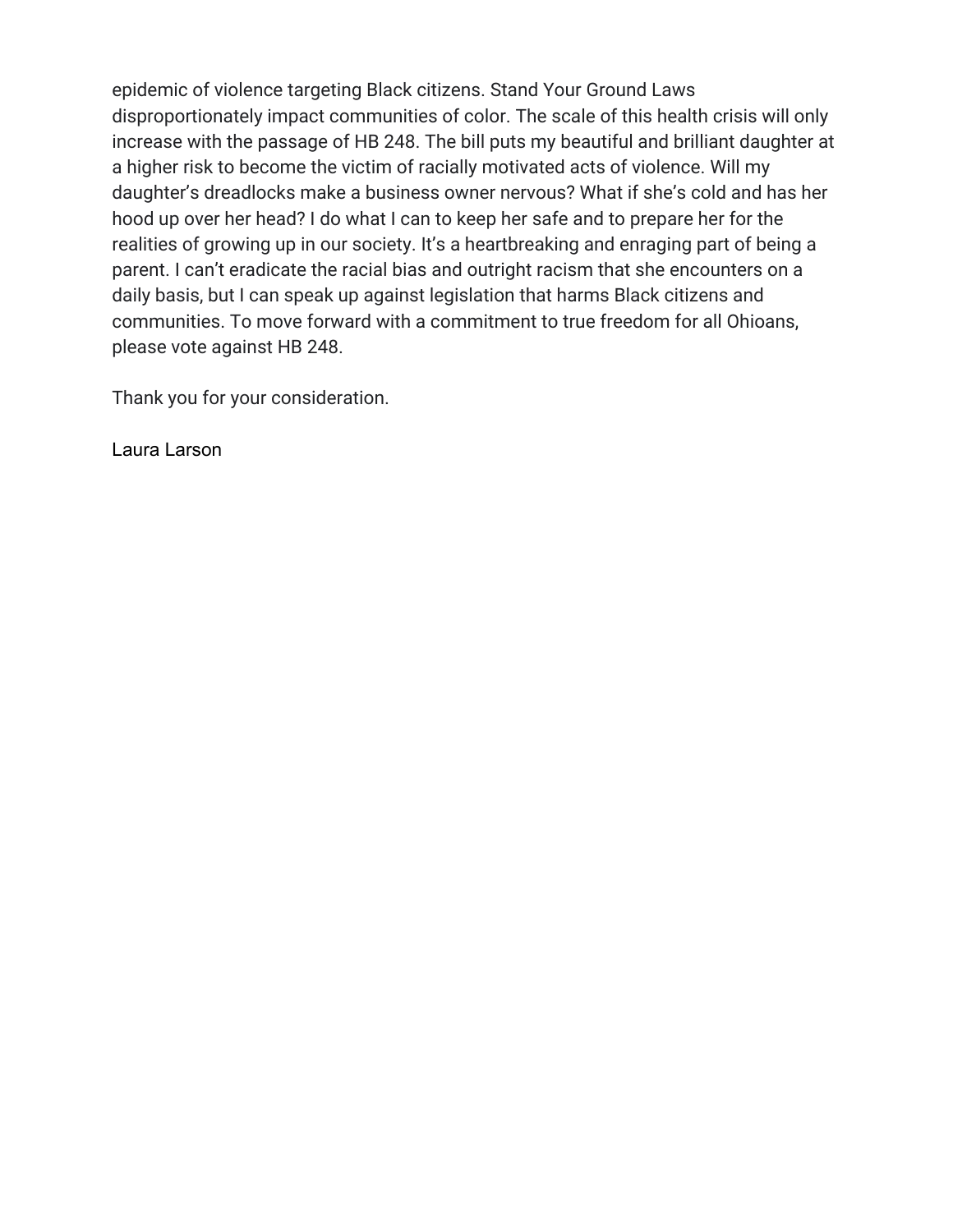epidemic of violence targeting Black citizens. Stand Your Ground Laws disproportionately impact communities of color. The scale of this health crisis will only increase with the passage of HB 248. The bill puts my beautiful and brilliant daughter at a higher risk to become the victim of racially motivated acts of violence. Will my daughter's dreadlocks make a business owner nervous? What if she's cold and has her hood up over her head? I do what I can to keep her safe and to prepare her for the realities of growing up in our society. It's a heartbreaking and enraging part of being a parent. I can't eradicate the racial bias and outright racism that she encounters on a daily basis, but I can speak up against legislation that harms Black citizens and communities. To move forward with a commitment to true freedom for all Ohioans, please vote against HB 248.

Thank you for your consideration.

Laura Larson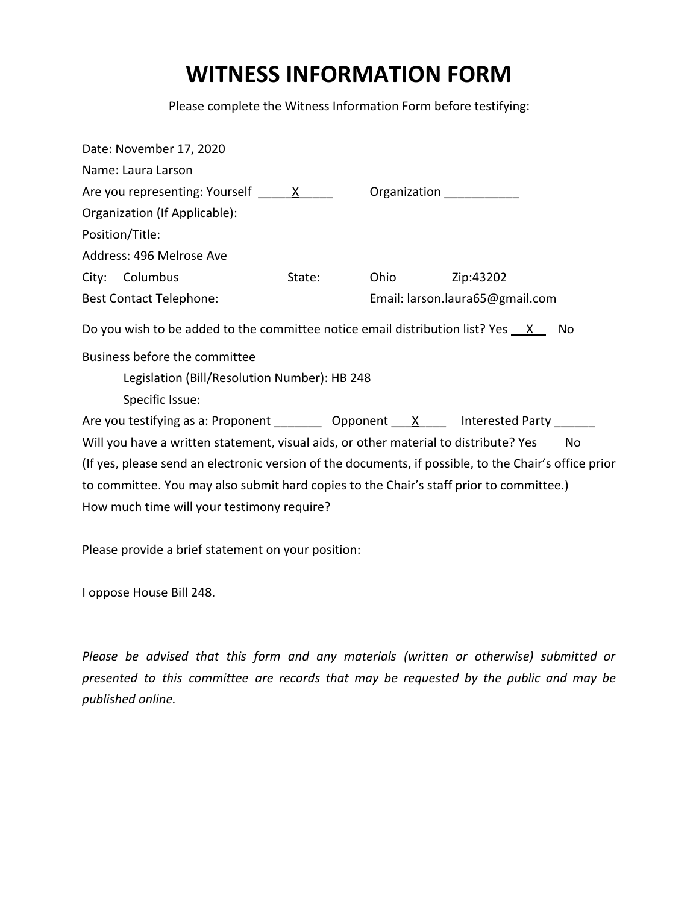# WITNESS INFORMATION FORM

Please complete the Witness Information Form before testifying:

Date: November 17, 2020

Name: Laura Larson

Are you representing: Yourself _____X_____ Organization ___________

Organization (If Applicable):

Position/Title:

Address: 496 Melrose Ave

City: Columbus State: Ohio Zip:43202

Best Contact Telephone: Email: larson.laura65@gmail.com

Do you wish to be added to the committee notice email distribution list? Yes __X__ No

Business before the committee

Legislation (Bill/Resolution Number): HB 248

Specific Issue:

Are you testifying as a: Proponent _______ Opponent ___X____ Interested Party ______

Will you have a written statement, visual aids, or other material to distribute? Yes No

(If yes, please send an electronic version of the documents, if possible, to the Chair's office prior to committee. You may also submit hard copies to the Chair's staff prior to committee.)

How much time will your testimony require?

Please provide a brief statement on your position:

I oppose House Bill 248.

*Please be advised that this form and any materials (written or otherwise) submitted or presented to this committee are records that may be requested by the public and may be published online.*